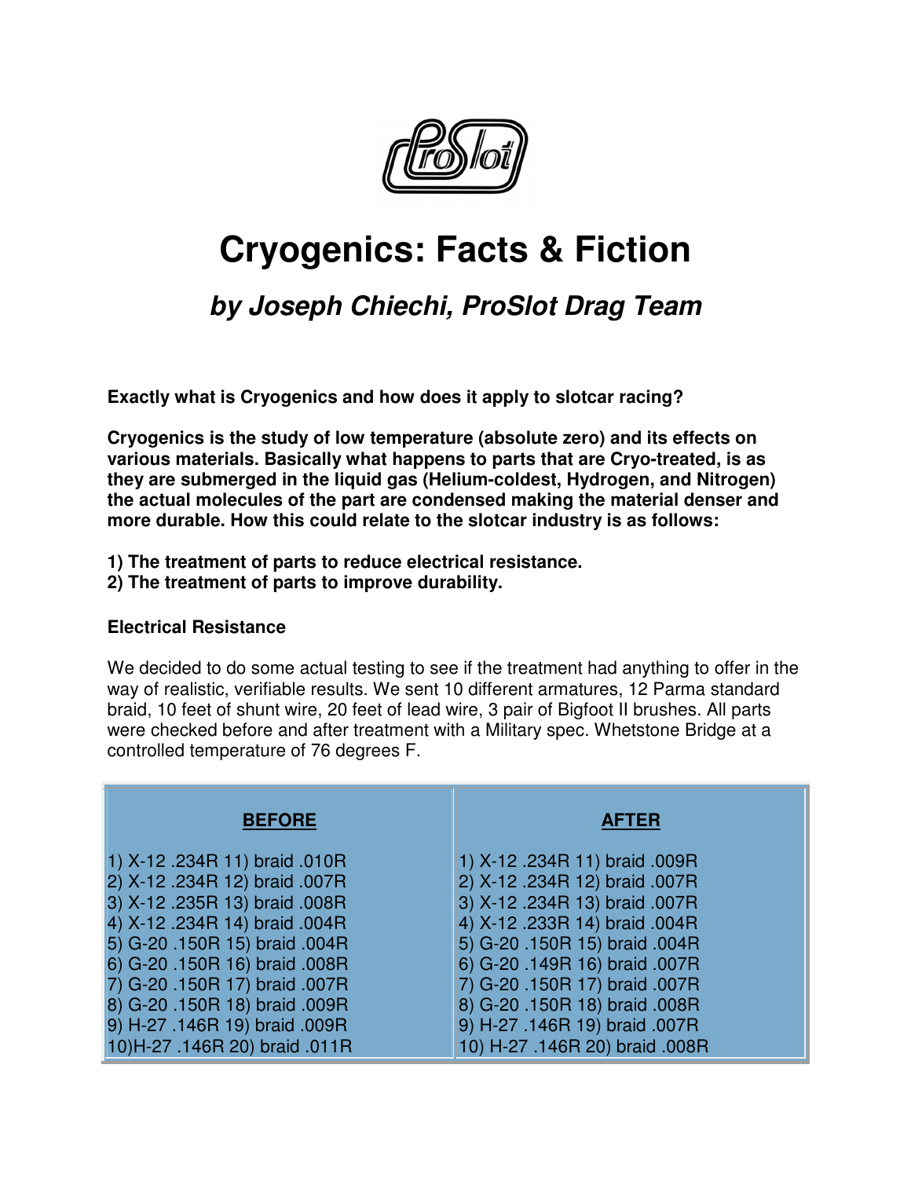# Cryogenics: Facts & Fiction

## *by Joseph Chiechi, ProSlot Drag Team*

**Exactly what is Cryogenics and how does it apply to slotcar racing?**

**Cryogenics is the study of low temperature (absolute zero) and its effects on various materials. Basically what happens to parts that are Cryo-treated, is as they are submerged in the liquid gas (Helium-coldest, Hydrogen, and Nitrogen) the actual molecules of the part are condensed making the material denser and more durable. How this could relate to the slotcar industry is as follows:**

**1) The treatment of parts to reduce electrical resistance.**
**2) The treatment of parts to improve durability.**

### Electrical Resistance

We decided to do some actual testing to see if the treatment had anything to offer in the way of realistic, verifiable results. We sent 10 different armatures, 12 Parma standard braid, 10 feet of shunt wire, 20 feet of lead wire, 3 pair of Bigfoot II brushes. All parts were checked before and after treatment with a Military spec. Whetstone Bridge at a controlled temperature of 76 degrees F.

| BEFORE | AFTER |
|---|---|
| 1) X-12 .234R 11) braid .010R | 1) X-12 .234R 11) braid .009R |
| 2) X-12 .234R 12) braid .007R | 2) X-12 .234R 12) braid .007R |
| 3) X-12 .235R 13) braid .008R | 3) X-12 .234R 13) braid .007R |
| 4) X-12 .234R 14) braid .004R | 4) X-12 .233R 14) braid .004R |
| 5) G-20 .150R 15) braid .004R | 5) G-20 .150R 15) braid .004R |
| 6) G-20 .150R 16) braid .008R | 6) G-20 .149R 16) braid .007R |
| 7) G-20 .150R 17) braid .007R | 7) G-20 .150R 17) braid .007R |
| 8) G-20 .150R 18) braid .009R | 8) G-20 .150R 18) braid .008R |
| 9) H-27 .146R 19) braid .009R | 9) H-27 .146R 19) braid .007R |
| 10)H-27 .146R 20) braid .011R | 10) H-27 .146R 20) braid .008R |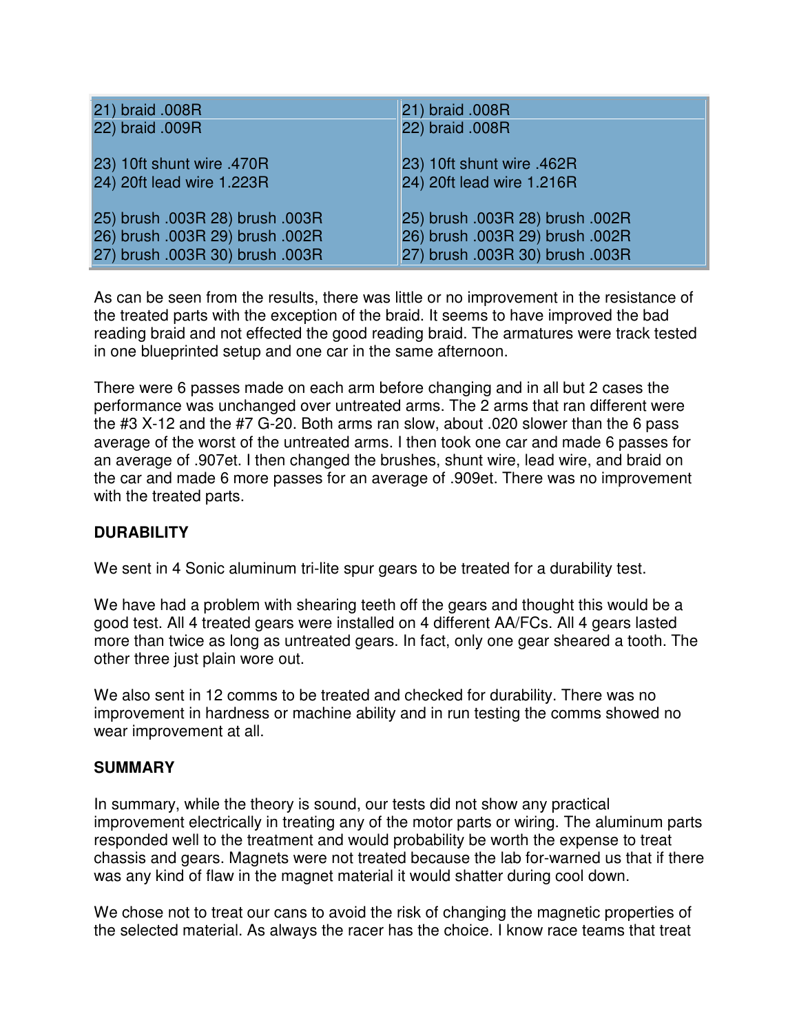| 21) braid .008R | 21) braid .008R |
|---|---|
| 22) braid .009R | 22) braid .008R |
| 23) 10ft shunt wire .470R | 23) 10ft shunt wire .462R |
| 24) 20ft lead wire 1.223R | 24) 20ft lead wire 1.216R |
| 25) brush .003R 28) brush .003R | 25) brush .003R 28) brush .002R |
| 26) brush .003R 29) brush .002R | 26) brush .003R 29) brush .002R |
| 27) brush .003R 30) brush .003R | 27) brush .003R 30) brush .003R |

As can be seen from the results, there was little or no improvement in the resistance of the treated parts with the exception of the braid. It seems to have improved the bad reading braid and not effected the good reading braid. The armatures were track tested in one blueprinted setup and one car in the same afternoon.

There were 6 passes made on each arm before changing and in all but 2 cases the performance was unchanged over untreated arms. The 2 arms that ran different were the #3 X-12 and the #7 G-20. Both arms ran slow, about .020 slower than the 6 pass average of the worst of the untreated arms. I then took one car and made 6 passes for an average of .907et. I then changed the brushes, shunt wire, lead wire, and braid on the car and made 6 more passes for an average of .909et. There was no improvement with the treated parts.

**DURABILITY**

We sent in 4 Sonic aluminum tri-lite spur gears to be treated for a durability test.

We have had a problem with shearing teeth off the gears and thought this would be a good test. All 4 treated gears were installed on 4 different AA/FCs. All 4 gears lasted more than twice as long as untreated gears. In fact, only one gear sheared a tooth. The other three just plain wore out.

We also sent in 12 comms to be treated and checked for durability. There was no improvement in hardness or machine ability and in run testing the comms showed no wear improvement at all.

**SUMMARY**

In summary, while the theory is sound, our tests did not show any practical improvement electrically in treating any of the motor parts or wiring. The aluminum parts responded well to the treatment and would probability be worth the expense to treat chassis and gears. Magnets were not treated because the lab for-warned us that if there was any kind of flaw in the magnet material it would shatter during cool down.

We chose not to treat our cans to avoid the risk of changing the magnetic properties of the selected material. As always the racer has the choice. I know race teams that treat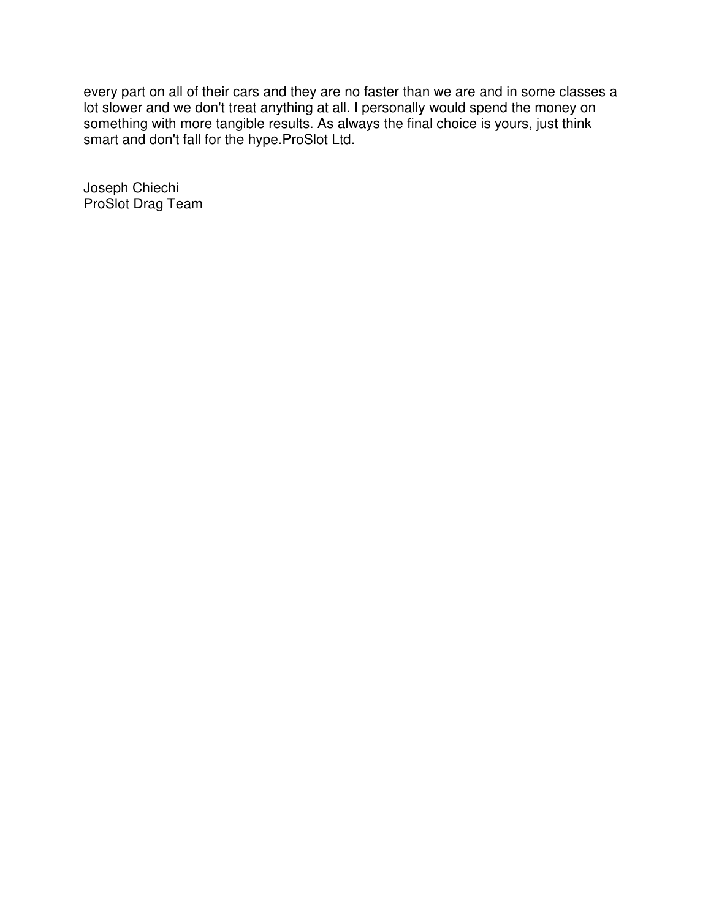every part on all of their cars and they are no faster than we are and in some classes a lot slower and we don't treat anything at all. I personally would spend the money on something with more tangible results. As always the final choice is yours, just think smart and don't fall for the hype.ProSlot Ltd.

Joseph Chiechi
ProSlot Drag Team